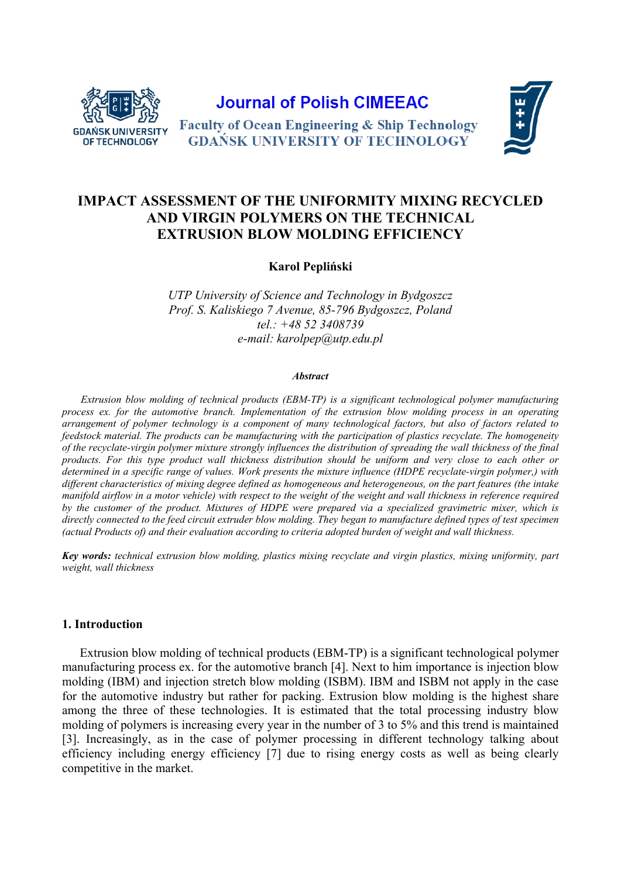Journal of Polish CIMEEAC

Faculty of Ocean Engineering & Ship Technology
GDAŃSK UNIVERSITY OF TECHNOLOGY

# IMPACT ASSESSMENT OF THE UNIFORMITY MIXING RECYCLED AND VIRGIN POLYMERS ON THE TECHNICAL EXTRUSION BLOW MOLDING EFFICIENCY

**Karol Pepliński**

*UTP University of Science and Technology in Bydgoszcz*
*Prof. S. Kaliskiego 7 Avenue, 85-796 Bydgoszcz, Poland*
*tel.: +48 52 3408739*
*e-mail: karolpep@utp.edu.pl*

***Abstract***

*Extrusion blow molding of technical products (EBM-TP) is a significant technological polymer manufacturing process ex. for the automotive branch. Implementation of the extrusion blow molding process in an operating arrangement of polymer technology is a component of many technological factors, but also of factors related to feedstock material. The products can be manufacturing with the participation of plastics recyclate. The homogeneity of the recyclate-virgin polymer mixture strongly influences the distribution of spreading the wall thickness of the final products. For this type product wall thickness distribution should be uniform and very close to each other or determined in a specific range of values. Work presents the mixture influence (HDPE recyclate-virgin polymer,) with different characteristics of mixing degree defined as homogeneous and heterogeneous, on the part features (the intake manifold airflow in a motor vehicle) with respect to the weight of the weight and wall thickness in reference required by the customer of the product. Mixtures of HDPE were prepared via a specialized gravimetric mixer, which is directly connected to the feed circuit extruder blow molding. They began to manufacture defined types of test specimen (actual Products of) and their evaluation according to criteria adopted burden of weight and wall thickness.*

***Key words:*** *technical extrusion blow molding, plastics mixing recyclate and virgin plastics, mixing uniformity, part weight, wall thickness*

## 1. Introduction

Extrusion blow molding of technical products (EBM-TP) is a significant technological polymer manufacturing process ex. for the automotive branch [4]. Next to him importance is injection blow molding (IBM) and injection stretch blow molding (ISBM). IBM and ISBM not apply in the case for the automotive industry but rather for packing. Extrusion blow molding is the highest share among the three of these technologies. It is estimated that the total processing industry blow molding of polymers is increasing every year in the number of 3 to 5% and this trend is maintained [3]. Increasingly, as in the case of polymer processing in different technology talking about efficiency including energy efficiency [7] due to rising energy costs as well as being clearly competitive in the market.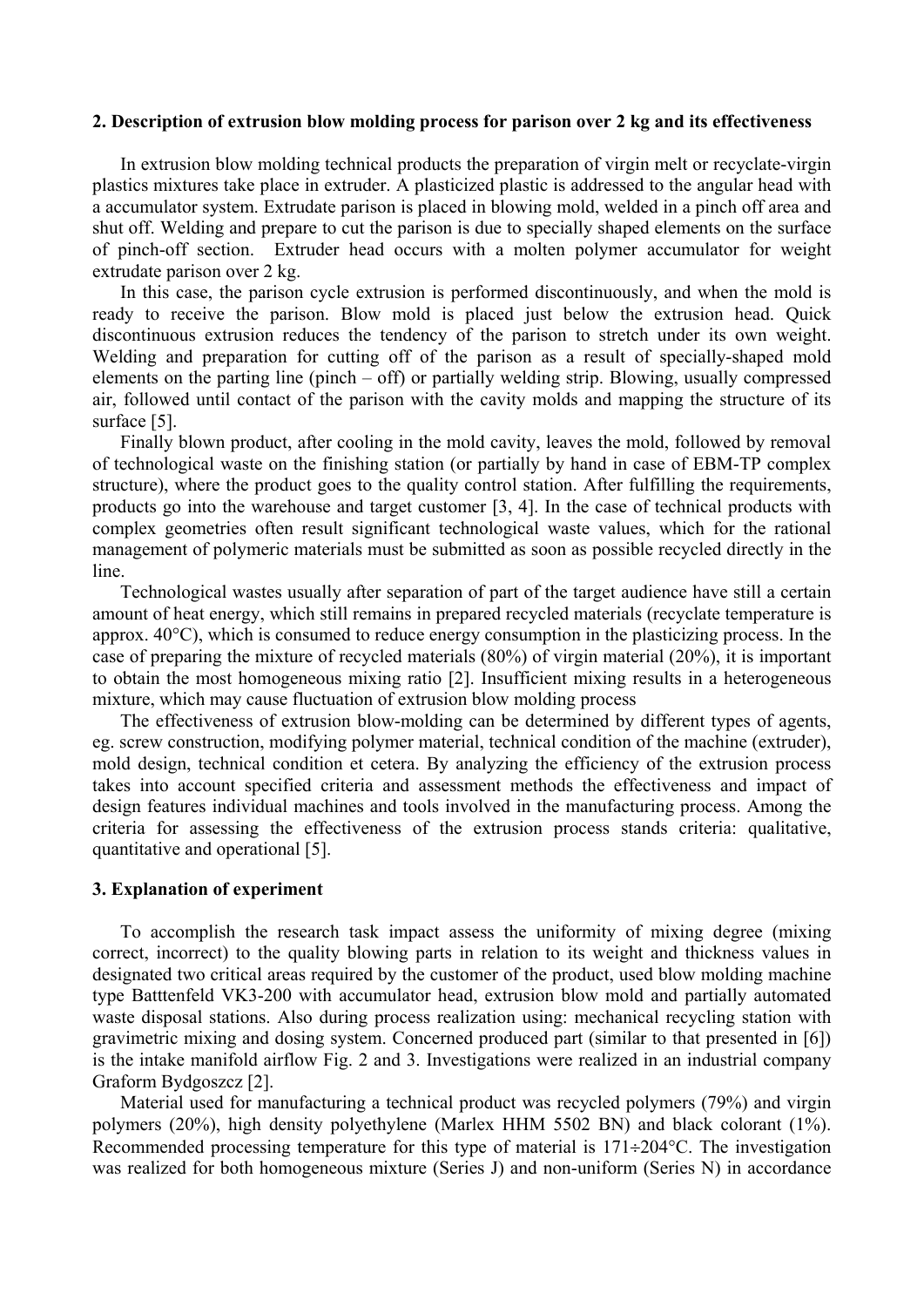## 2. Description of extrusion blow molding process for parison over 2 kg and its effectiveness

In extrusion blow molding technical products the preparation of virgin melt or recyclate-virgin plastics mixtures take place in extruder. A plasticized plastic is addressed to the angular head with a accumulator system. Extrudate parison is placed in blowing mold, welded in a pinch off area and shut off. Welding and prepare to cut the parison is due to specially shaped elements on the surface of pinch-off section. Extruder head occurs with a molten polymer accumulator for weight extrudate parison over 2 kg.

In this case, the parison cycle extrusion is performed discontinuously, and when the mold is ready to receive the parison. Blow mold is placed just below the extrusion head. Quick discontinuous extrusion reduces the tendency of the parison to stretch under its own weight. Welding and preparation for cutting off of the parison as a result of specially-shaped mold elements on the parting line (pinch – off) or partially welding strip. Blowing, usually compressed air, followed until contact of the parison with the cavity molds and mapping the structure of its surface [5].

Finally blown product, after cooling in the mold cavity, leaves the mold, followed by removal of technological waste on the finishing station (or partially by hand in case of EBM-TP complex structure), where the product goes to the quality control station. After fulfilling the requirements, products go into the warehouse and target customer [3, 4]. In the case of technical products with complex geometries often result significant technological waste values, which for the rational management of polymeric materials must be submitted as soon as possible recycled directly in the line.

Technological wastes usually after separation of part of the target audience have still a certain amount of heat energy, which still remains in prepared recycled materials (recyclate temperature is approx. 40°C), which is consumed to reduce energy consumption in the plasticizing process. In the case of preparing the mixture of recycled materials (80%) of virgin material (20%), it is important to obtain the most homogeneous mixing ratio [2]. Insufficient mixing results in a heterogeneous mixture, which may cause fluctuation of extrusion blow molding process

The effectiveness of extrusion blow-molding can be determined by different types of agents, eg. screw construction, modifying polymer material, technical condition of the machine (extruder), mold design, technical condition et cetera. By analyzing the efficiency of the extrusion process takes into account specified criteria and assessment methods the effectiveness and impact of design features individual machines and tools involved in the manufacturing process. Among the criteria for assessing the effectiveness of the extrusion process stands criteria: qualitative, quantitative and operational [5].

## 3. Explanation of experiment

To accomplish the research task impact assess the uniformity of mixing degree (mixing correct, incorrect) to the quality blowing parts in relation to its weight and thickness values in designated two critical areas required by the customer of the product, used blow molding machine type Batttenfeld VK3-200 with accumulator head, extrusion blow mold and partially automated waste disposal stations. Also during process realization using: mechanical recycling station with gravimetric mixing and dosing system. Concerned produced part (similar to that presented in [6]) is the intake manifold airflow Fig. 2 and 3. Investigations were realized in an industrial company Graform Bydgoszcz [2].

Material used for manufacturing a technical product was recycled polymers (79%) and virgin polymers (20%), high density polyethylene (Marlex HHM 5502 BN) and black colorant (1%). Recommended processing temperature for this type of material is 171÷204°C. The investigation was realized for both homogeneous mixture (Series J) and non-uniform (Series N) in accordance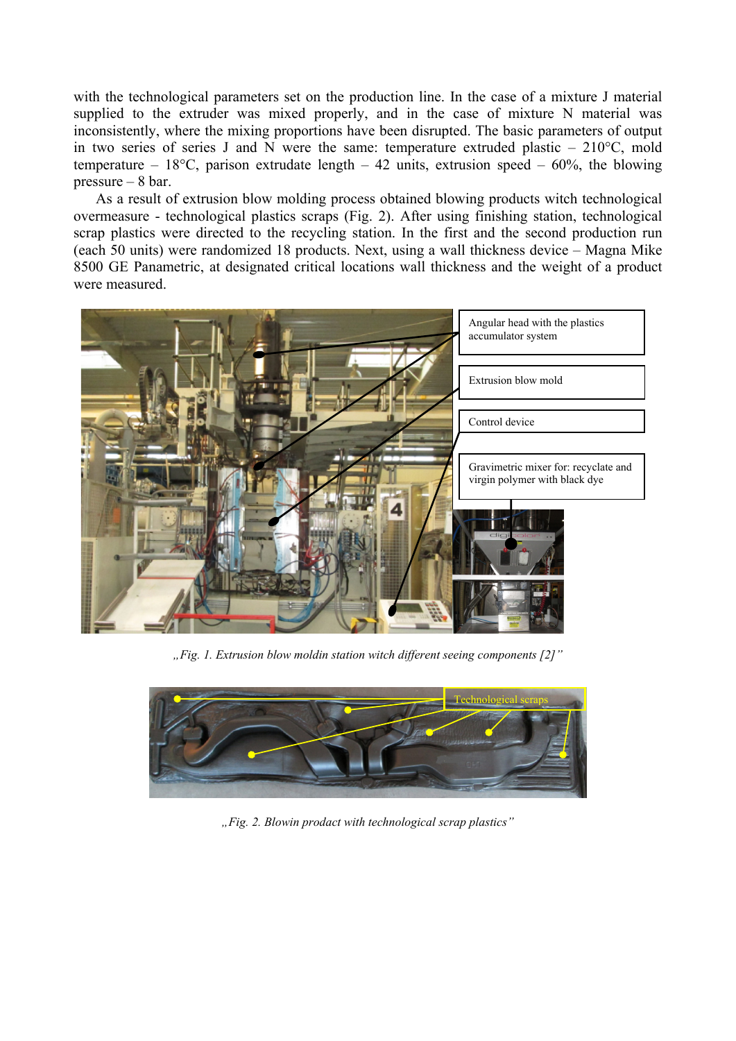with the technological parameters set on the production line. In the case of a mixture J material supplied to the extruder was mixed properly, and in the case of mixture N material was inconsistently, where the mixing proportions have been disrupted. The basic parameters of output in two series of series J and N were the same: temperature extruded plastic – 210°C, mold temperature – 18°C, parison extrudate length – 42 units, extrusion speed – 60%, the blowing pressure – 8 bar.

As a result of extrusion blow molding process obtained blowing products witch technological overmeasure - technological plastics scraps (Fig. 2). After using finishing station, technological scrap plastics were directed to the recycling station. In the first and the second production run (each 50 units) were randomized 18 products. Next, using a wall thickness device – Magna Mike 8500 GE Panametric, at designated critical locations wall thickness and the weight of a product were measured.

Angular head with the plastics accumulator system

Extrusion blow mold

Control device

Gravimetric mixer for: recyclate and virgin polymer with black dye

*„Fig. 1. Extrusion blow moldin station witch different seeing components [2]"*

Technological scraps

*„Fig. 2. Blowin prodact with technological scrap plastics"*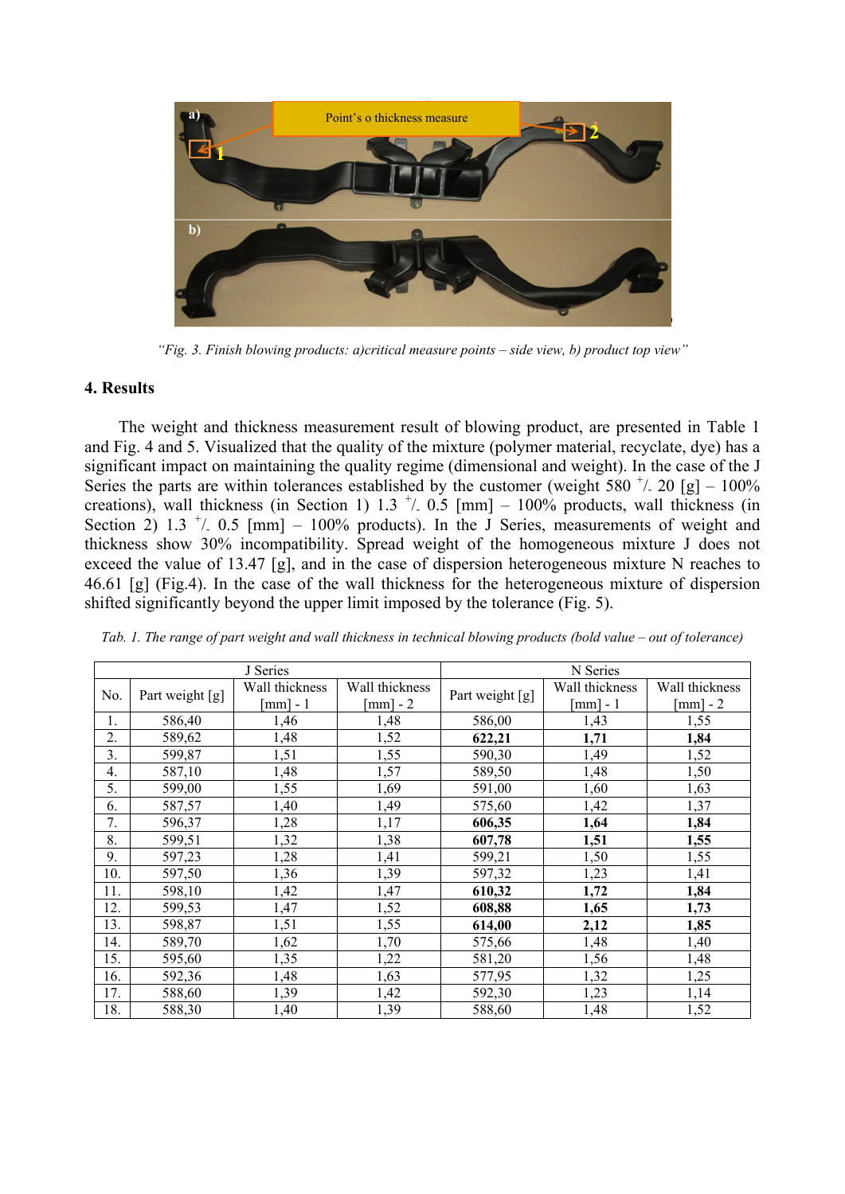*"Fig. 3. Finish blowing products: a)critical measure points – side view, b) product top view"*

## 4. Results

The weight and thickness measurement result of blowing product, are presented in Table 1 and Fig. 4 and 5. Visualized that the quality of the mixture (polymer material, recyclate, dye) has a significant impact on maintaining the quality regime (dimensional and weight). In the case of the J Series the parts are within tolerances established by the customer (weight 580 $^{+}/_{-}$ 20 [g] – 100% creations), wall thickness (in Section 1) 1.3 $^{+}/_{-}$ 0.5 [mm] – 100% products, wall thickness (in Section 2) 1.3 $^{+}/_{-}$ 0.5 [mm] – 100% products). In the J Series, measurements of weight and thickness show 30% incompatibility. Spread weight of the homogeneous mixture J does not exceed the value of 13.47 [g], and in the case of dispersion heterogeneous mixture N reaches to 46.61 [g] (Fig.4). In the case of the wall thickness for the heterogeneous mixture of dispersion shifted significantly beyond the upper limit imposed by the tolerance (Fig. 5).

*Tab. 1. The range of part weight and wall thickness in technical blowing products (bold value – out of tolerance)*

| | J Series | | | N Series | | |
|---|---|---|---|---|---|---|
| No. | Part weight [g] | Wall thickness [mm] - 1 | Wall thickness [mm] - 2 | Part weight [g] | Wall thickness [mm] - 1 | Wall thickness [mm] - 2 |
| 1. | 586,40 | 1,46 | 1,48 | 586,00 | 1,43 | 1,55 |
| 2. | 589,62 | 1,48 | 1,52 | **622,21** | **1,71** | **1,84** |
| 3. | 599,87 | 1,51 | 1,55 | 590,30 | 1,49 | 1,52 |
| 4. | 587,10 | 1,48 | 1,57 | 589,50 | 1,48 | 1,50 |
| 5. | 599,00 | 1,55 | 1,69 | 591,00 | 1,60 | 1,63 |
| 6. | 587,57 | 1,40 | 1,49 | 575,60 | 1,42 | 1,37 |
| 7. | 596,37 | 1,28 | 1,17 | **606,35** | **1,64** | **1,84** |
| 8. | 599,51 | 1,32 | 1,38 | **607,78** | **1,51** | **1,55** |
| 9. | 597,23 | 1,28 | 1,41 | 599,21 | 1,50 | 1,55 |
| 10. | 597,50 | 1,36 | 1,39 | 597,32 | 1,23 | 1,41 |
| 11. | 598,10 | 1,42 | 1,47 | **610,32** | **1,72** | **1,84** |
| 12. | 599,53 | 1,47 | 1,52 | **608,88** | **1,65** | **1,73** |
| 13. | 598,87 | 1,51 | 1,55 | **614,00** | **2,12** | **1,85** |
| 14. | 589,70 | 1,62 | 1,70 | 575,66 | 1,48 | 1,40 |
| 15. | 595,60 | 1,35 | 1,22 | 581,20 | 1,56 | 1,48 |
| 16. | 592,36 | 1,48 | 1,63 | 577,95 | 1,32 | 1,25 |
| 17. | 588,60 | 1,39 | 1,42 | 592,30 | 1,23 | 1,14 |
| 18. | 588,30 | 1,40 | 1,39 | 588,60 | 1,48 | 1,52 |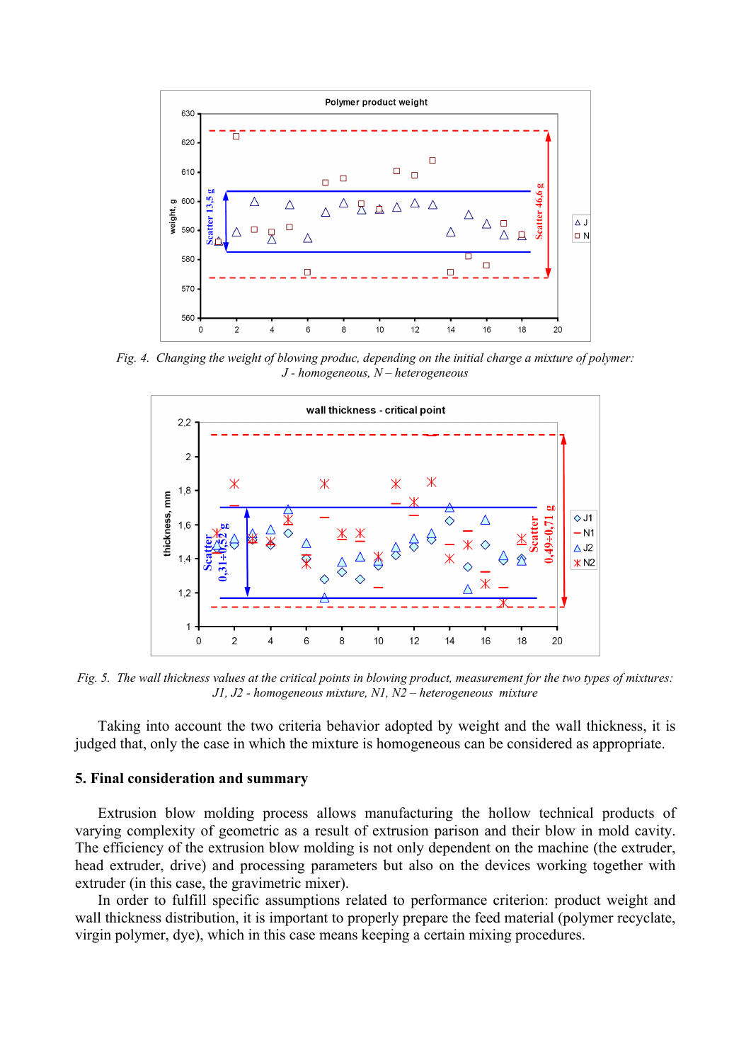*Fig. 4. Changing the weight of blowing produc, depending on the initial charge a mixture of polymer: J - homogeneous, N – heterogeneous*

*Fig. 5. The wall thickness values at the critical points in blowing product, measurement for the two types of mixtures: J1, J2 - homogeneous mixture, N1, N2 – heterogeneous mixture*

Taking into account the two criteria behavior adopted by weight and the wall thickness, it is judged that, only the case in which the mixture is homogeneous can be considered as appropriate.

## 5. Final consideration and summary

Extrusion blow molding process allows manufacturing the hollow technical products of varying complexity of geometric as a result of extrusion parison and their blow in mold cavity. The efficiency of the extrusion blow molding is not only dependent on the machine (the extruder, head extruder, drive) and processing parameters but also on the devices working together with extruder (in this case, the gravimetric mixer).

In order to fulfill specific assumptions related to performance criterion: product weight and wall thickness distribution, it is important to properly prepare the feed material (polymer recyclate, virgin polymer, dye), which in this case means keeping a certain mixing procedures.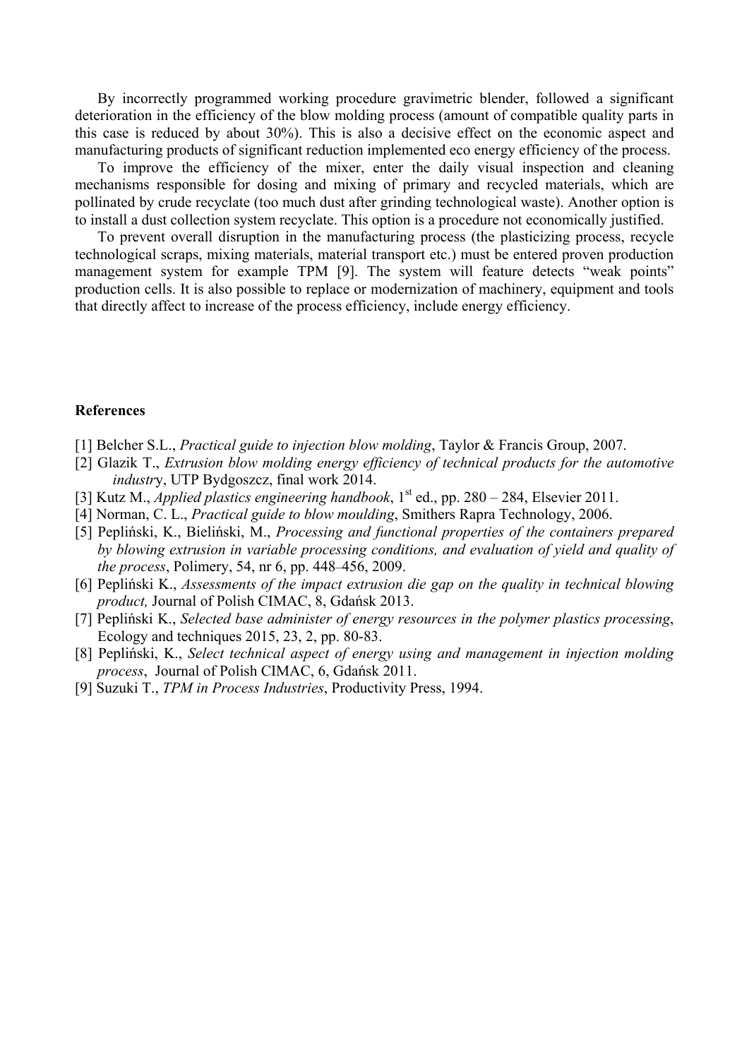By incorrectly programmed working procedure gravimetric blender, followed a significant deterioration in the efficiency of the blow molding process (amount of compatible quality parts in this case is reduced by about 30%). This is also a decisive effect on the economic aspect and manufacturing products of significant reduction implemented eco energy efficiency of the process.

To improve the efficiency of the mixer, enter the daily visual inspection and cleaning mechanisms responsible for dosing and mixing of primary and recycled materials, which are pollinated by crude recyclate (too much dust after grinding technological waste). Another option is to install a dust collection system recyclate. This option is a procedure not economically justified.

To prevent overall disruption in the manufacturing process (the plasticizing process, recycle technological scraps, mixing materials, material transport etc.) must be entered proven production management system for example TPM [9]. The system will feature detects "weak points" production cells. It is also possible to replace or modernization of machinery, equipment and tools that directly affect to increase of the process efficiency, include energy efficiency.

**References**

[1] Belcher S.L., *Practical guide to injection blow molding*, Taylor & Francis Group, 2007.

[2] Glazik T., *Extrusion blow molding energy efficiency of technical products for the automotive industr*y, UTP Bydgoszcz, final work 2014.

[3] Kutz M., *Applied plastics engineering handbook*, 1st ed., pp. 280 – 284, Elsevier 2011.

[4] Norman, C. L., *Practical guide to blow moulding*, Smithers Rapra Technology, 2006.

[5] Pepliński, K., Bieliński, M., *Processing and functional properties of the containers prepared by blowing extrusion in variable processing conditions, and evaluation of yield and quality of the process*, Polimery, 54, nr 6, pp. 448–456, 2009.

[6] Pepliński K., *Assessments of the impact extrusion die gap on the quality in technical blowing product,* Journal of Polish CIMAC, 8, Gdańsk 2013.

[7] Pepliński K., *Selected base administer of energy resources in the polymer plastics processing*, Ecology and techniques 2015, 23, 2, pp. 80-83.

[8] Pepliński, K., *Select technical aspect of energy using and management in injection molding process*, Journal of Polish CIMAC, 6, Gdańsk 2011.

[9] Suzuki T., *TPM in Process Industries*, Productivity Press, 1994.